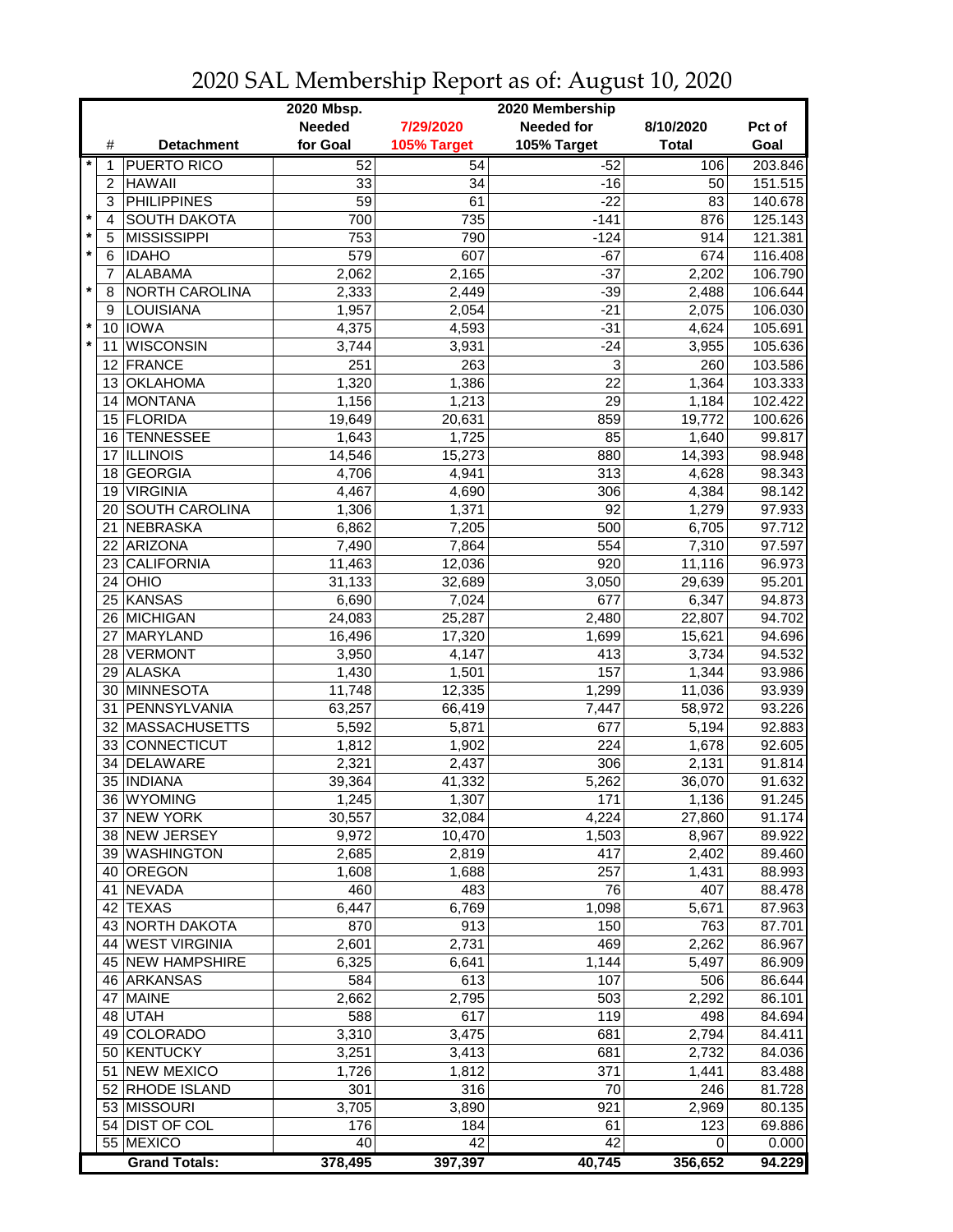# 2020 SAL Membership Report as of: August 10, 2020

| | # | Detachment | 2020 Mbsp. Needed for Goal | 7/29/2020 105% Target | 2020 Membership Needed for 105% Target | 8/10/2020 Total | Pct of Goal |
|---|---|---|---|---|---|---|---|
| * | 1 | PUERTO RICO | 52 | 54 | -52 | 106 | 203.846 |
| | 2 | HAWAII | 33 | 34 | -16 | 50 | 151.515 |
| | 3 | PHILIPPINES | 59 | 61 | -22 | 83 | 140.678 |
| * | 4 | SOUTH DAKOTA | 700 | 735 | -141 | 876 | 125.143 |
| * | 5 | MISSISSIPPI | 753 | 790 | -124 | 914 | 121.381 |
| * | 6 | IDAHO | 579 | 607 | -67 | 674 | 116.408 |
| | 7 | ALABAMA | 2,062 | 2,165 | -37 | 2,202 | 106.790 |
| * | 8 | NORTH CAROLINA | 2,333 | 2,449 | -39 | 2,488 | 106.644 |
| | 9 | LOUISIANA | 1,957 | 2,054 | -21 | 2,075 | 106.030 |
| * | 10 | IOWA | 4,375 | 4,593 | -31 | 4,624 | 105.691 |
| * | 11 | WISCONSIN | 3,744 | 3,931 | -24 | 3,955 | 105.636 |
| | 12 | FRANCE | 251 | 263 | 3 | 260 | 103.586 |
| | 13 | OKLAHOMA | 1,320 | 1,386 | 22 | 1,364 | 103.333 |
| | 14 | MONTANA | 1,156 | 1,213 | 29 | 1,184 | 102.422 |
| | 15 | FLORIDA | 19,649 | 20,631 | 859 | 19,772 | 100.626 |
| | 16 | TENNESSEE | 1,643 | 1,725 | 85 | 1,640 | 99.817 |
| | 17 | ILLINOIS | 14,546 | 15,273 | 880 | 14,393 | 98.948 |
| | 18 | GEORGIA | 4,706 | 4,941 | 313 | 4,628 | 98.343 |
| | 19 | VIRGINIA | 4,467 | 4,690 | 306 | 4,384 | 98.142 |
| | 20 | SOUTH CAROLINA | 1,306 | 1,371 | 92 | 1,279 | 97.933 |
| | 21 | NEBRASKA | 6,862 | 7,205 | 500 | 6,705 | 97.712 |
| | 22 | ARIZONA | 7,490 | 7,864 | 554 | 7,310 | 97.597 |
| | 23 | CALIFORNIA | 11,463 | 12,036 | 920 | 11,116 | 96.973 |
| | 24 | OHIO | 31,133 | 32,689 | 3,050 | 29,639 | 95.201 |
| | 25 | KANSAS | 6,690 | 7,024 | 677 | 6,347 | 94.873 |
| | 26 | MICHIGAN | 24,083 | 25,287 | 2,480 | 22,807 | 94.702 |
| | 27 | MARYLAND | 16,496 | 17,320 | 1,699 | 15,621 | 94.696 |
| | 28 | VERMONT | 3,950 | 4,147 | 413 | 3,734 | 94.532 |
| | 29 | ALASKA | 1,430 | 1,501 | 157 | 1,344 | 93.986 |
| | 30 | MINNESOTA | 11,748 | 12,335 | 1,299 | 11,036 | 93.939 |
| | 31 | PENNSYLVANIA | 63,257 | 66,419 | 7,447 | 58,972 | 93.226 |
| | 32 | MASSACHUSETTS | 5,592 | 5,871 | 677 | 5,194 | 92.883 |
| | 33 | CONNECTICUT | 1,812 | 1,902 | 224 | 1,678 | 92.605 |
| | 34 | DELAWARE | 2,321 | 2,437 | 306 | 2,131 | 91.814 |
| | 35 | INDIANA | 39,364 | 41,332 | 5,262 | 36,070 | 91.632 |
| | 36 | WYOMING | 1,245 | 1,307 | 171 | 1,136 | 91.245 |
| | 37 | NEW YORK | 30,557 | 32,084 | 4,224 | 27,860 | 91.174 |
| | 38 | NEW JERSEY | 9,972 | 10,470 | 1,503 | 8,967 | 89.922 |
| | 39 | WASHINGTON | 2,685 | 2,819 | 417 | 2,402 | 89.460 |
| | 40 | OREGON | 1,608 | 1,688 | 257 | 1,431 | 88.993 |
| | 41 | NEVADA | 460 | 483 | 76 | 407 | 88.478 |
| | 42 | TEXAS | 6,447 | 6,769 | 1,098 | 5,671 | 87.963 |
| | 43 | NORTH DAKOTA | 870 | 913 | 150 | 763 | 87.701 |
| | 44 | WEST VIRGINIA | 2,601 | 2,731 | 469 | 2,262 | 86.967 |
| | 45 | NEW HAMPSHIRE | 6,325 | 6,641 | 1,144 | 5,497 | 86.909 |
| | 46 | ARKANSAS | 584 | 613 | 107 | 506 | 86.644 |
| | 47 | MAINE | 2,662 | 2,795 | 503 | 2,292 | 86.101 |
| | 48 | UTAH | 588 | 617 | 119 | 498 | 84.694 |
| | 49 | COLORADO | 3,310 | 3,475 | 681 | 2,794 | 84.411 |
| | 50 | KENTUCKY | 3,251 | 3,413 | 681 | 2,732 | 84.036 |
| | 51 | NEW MEXICO | 1,726 | 1,812 | 371 | 1,441 | 83.488 |
| | 52 | RHODE ISLAND | 301 | 316 | 70 | 246 | 81.728 |
| | 53 | MISSOURI | 3,705 | 3,890 | 921 | 2,969 | 80.135 |
| | 54 | DIST OF COL | 176 | 184 | 61 | 123 | 69.886 |
| | 55 | MEXICO | 40 | 42 | 42 | 0 | 0.000 |
| | | **Grand Totals:** | **378,495** | **397,397** | **40,745** | **356,652** | **94.229** |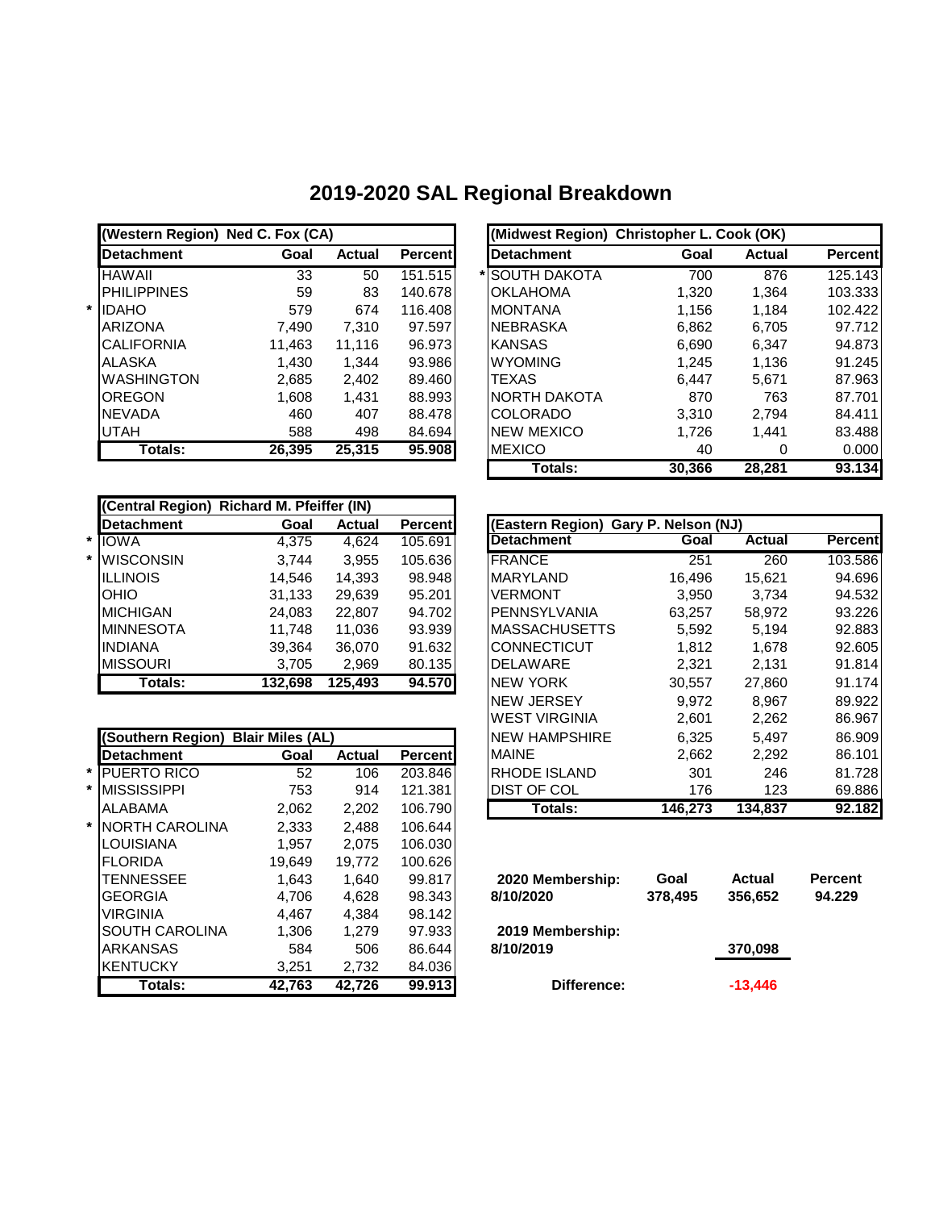# 2019-2020 SAL Regional Breakdown

| (Western Region) Ned C. Fox (CA) | | | | |
|---|---|---|---|---|
| | Detachment | Goal | Actual | Percent |
| | HAWAII | 33 | 50 | 151.515 |
| | PHILIPPINES | 59 | 83 | 140.678 |
| * | IDAHO | 579 | 674 | 116.408 |
| | ARIZONA | 7,490 | 7,310 | 97.597 |
| | CALIFORNIA | 11,463 | 11,116 | 96.973 |
| | ALASKA | 1,430 | 1,344 | 93.986 |
| | WASHINGTON | 2,685 | 2,402 | 89.460 |
| | OREGON | 1,608 | 1,431 | 88.993 |
| | NEVADA | 460 | 407 | 88.478 |
| | UTAH | 588 | 498 | 84.694 |
| | **Totals:** | **26,395** | **25,315** | **95.908** |

| (Midwest Region) Christopher L. Cook (OK) | | | | |
|---|---|---|---|---|
| | Detachment | Goal | Actual | Percent |
| * | SOUTH DAKOTA | 700 | 876 | 125.143 |
| | OKLAHOMA | 1,320 | 1,364 | 103.333 |
| | MONTANA | 1,156 | 1,184 | 102.422 |
| | NEBRASKA | 6,862 | 6,705 | 97.712 |
| | KANSAS | 6,690 | 6,347 | 94.873 |
| | WYOMING | 1,245 | 1,136 | 91.245 |
| | TEXAS | 6,447 | 5,671 | 87.963 |
| | NORTH DAKOTA | 870 | 763 | 87.701 |
| | COLORADO | 3,310 | 2,794 | 84.411 |
| | NEW MEXICO | 1,726 | 1,441 | 83.488 |
| | MEXICO | 40 | 0 | 0.000 |
| | **Totals:** | **30,366** | **28,281** | **93.134** |

| (Central Region) Richard M. Pfeiffer (IN) | | | | |
|---|---|---|---|---|
| | Detachment | Goal | Actual | Percent |
| * | IOWA | 4,375 | 4,624 | 105.691 |
| * | WISCONSIN | 3,744 | 3,955 | 105.636 |
| | ILLINOIS | 14,546 | 14,393 | 98.948 |
| | OHIO | 31,133 | 29,639 | 95.201 |
| | MICHIGAN | 24,083 | 22,807 | 94.702 |
| | MINNESOTA | 11,748 | 11,036 | 93.939 |
| | INDIANA | 39,364 | 36,070 | 91.632 |
| | MISSOURI | 3,705 | 2,969 | 80.135 |
| | **Totals:** | **132,698** | **125,493** | **94.570** |

| (Eastern Region) Gary P. Nelson (NJ) | | | |
|---|---|---|---|
| Detachment | Goal | Actual | Percent |
| FRANCE | 251 | 260 | 103.586 |
| MARYLAND | 16,496 | 15,621 | 94.696 |
| VERMONT | 3,950 | 3,734 | 94.532 |
| PENNSYLVANIA | 63,257 | 58,972 | 93.226 |
| MASSACHUSETTS | 5,592 | 5,194 | 92.883 |
| CONNECTICUT | 1,812 | 1,678 | 92.605 |
| DELAWARE | 2,321 | 2,131 | 91.814 |
| NEW YORK | 30,557 | 27,860 | 91.174 |
| NEW JERSEY | 9,972 | 8,967 | 89.922 |
| WEST VIRGINIA | 2,601 | 2,262 | 86.967 |
| NEW HAMPSHIRE | 6,325 | 5,497 | 86.909 |
| MAINE | 2,662 | 2,292 | 86.101 |
| RHODE ISLAND | 301 | 246 | 81.728 |
| DIST OF COL | 176 | 123 | 69.886 |
| **Totals:** | **146,273** | **134,837** | **92.182** |

| (Southern Region) Blair Miles (AL) | | | | |
|---|---|---|---|---|
| | Detachment | Goal | Actual | Percent |
| * | PUERTO RICO | 52 | 106 | 203.846 |
| * | MISSISSIPPI | 753 | 914 | 121.381 |
| | ALABAMA | 2,062 | 2,202 | 106.790 |
| * | NORTH CAROLINA | 2,333 | 2,488 | 106.644 |
| | LOUISIANA | 1,957 | 2,075 | 106.030 |
| | FLORIDA | 19,649 | 19,772 | 100.626 |
| | TENNESSEE | 1,643 | 1,640 | 99.817 |
| | GEORGIA | 4,706 | 4,628 | 98.343 |
| | VIRGINIA | 4,467 | 4,384 | 98.142 |
| | SOUTH CAROLINA | 1,306 | 1,279 | 97.933 |
| | ARKANSAS | 584 | 506 | 86.644 |
| | KENTUCKY | 3,251 | 2,732 | 84.036 |
| | **Totals:** | **42,763** | **42,726** | **99.913** |

| | Goal | Actual | Percent |
|---|---|---|---|
| **2020 Membership: 8/10/2020** | **378,495** | **356,652** | **94.229** |
| **2019 Membership: 8/10/2019** | | **370,098** | |
| **Difference:** | | **-13,446** | |